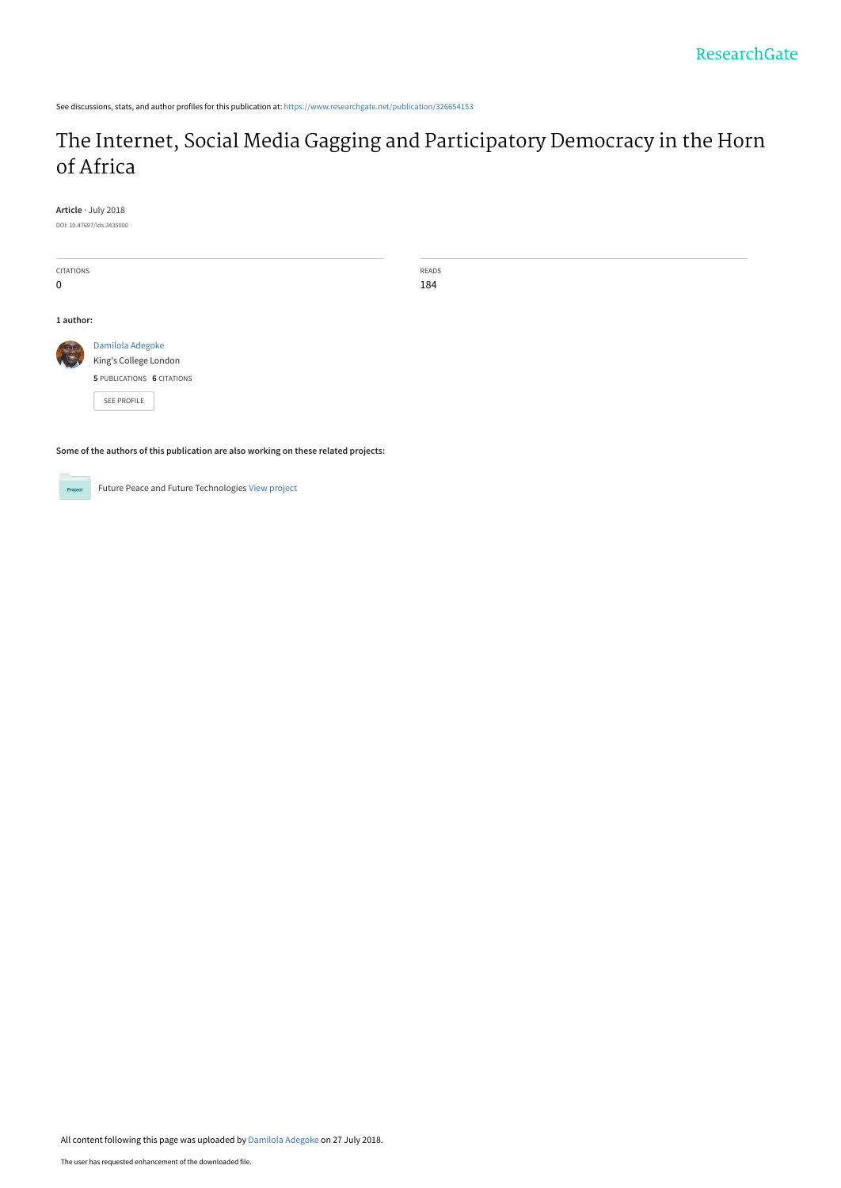ResearchGate

See discussions, stats, and author profiles for this publication at: https://www.researchgate.net/publication/326654153

# The Internet, Social Media Gagging and Participatory Democracy in the Horn of Africa

**Article** · July 2018

DOI: 10.47697/lds.3435000

| CITATIONS | READS |
| --- | --- |
| 0 | 184 |

**1 author:**

Damilola Adegoke
King's College London
**5** PUBLICATIONS **6** CITATIONS

SEE PROFILE

**Some of the authors of this publication are also working on these related projects:**

Project: Future Peace and Future Technologies View project

All content following this page was uploaded by Damilola Adegoke on 27 July 2018.

The user has requested enhancement of the downloaded file.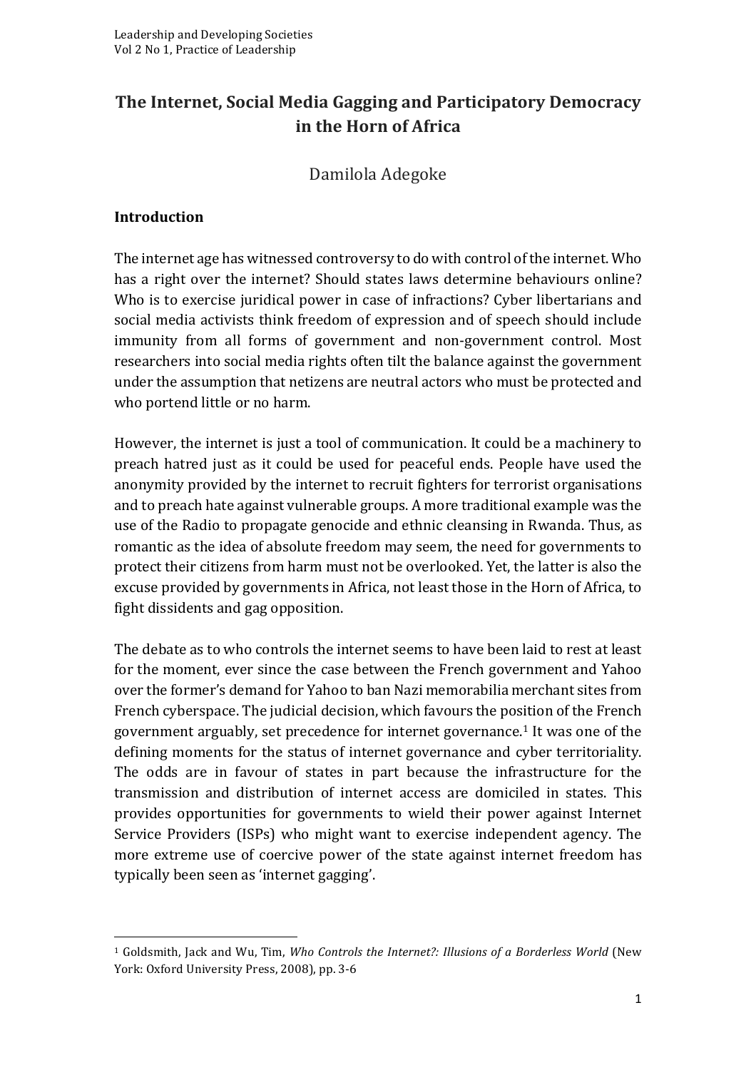# The Internet, Social Media Gagging and Participatory Democracy in the Horn of Africa

Damilola Adegoke

## Introduction

The internet age has witnessed controversy to do with control of the internet. Who has a right over the internet? Should states laws determine behaviours online? Who is to exercise juridical power in case of infractions? Cyber libertarians and social media activists think freedom of expression and of speech should include immunity from all forms of government and non-government control. Most researchers into social media rights often tilt the balance against the government under the assumption that netizens are neutral actors who must be protected and who portend little or no harm.

However, the internet is just a tool of communication. It could be a machinery to preach hatred just as it could be used for peaceful ends. People have used the anonymity provided by the internet to recruit fighters for terrorist organisations and to preach hate against vulnerable groups. A more traditional example was the use of the Radio to propagate genocide and ethnic cleansing in Rwanda. Thus, as romantic as the idea of absolute freedom may seem, the need for governments to protect their citizens from harm must not be overlooked. Yet, the latter is also the excuse provided by governments in Africa, not least those in the Horn of Africa, to fight dissidents and gag opposition.

The debate as to who controls the internet seems to have been laid to rest at least for the moment, ever since the case between the French government and Yahoo over the former's demand for Yahoo to ban Nazi memorabilia merchant sites from French cyberspace. The judicial decision, which favours the position of the French government arguably, set precedence for internet governance.[1] It was one of the defining moments for the status of internet governance and cyber territoriality. The odds are in favour of states in part because the infrastructure for the transmission and distribution of internet access are domiciled in states. This provides opportunities for governments to wield their power against Internet Service Providers (ISPs) who might want to exercise independent agency. The more extreme use of coercive power of the state against internet freedom has typically been seen as 'internet gagging'.

---

[1] Goldsmith, Jack and Wu, Tim, *Who Controls the Internet?: Illusions of a Borderless World* (New York: Oxford University Press, 2008), pp. 3-6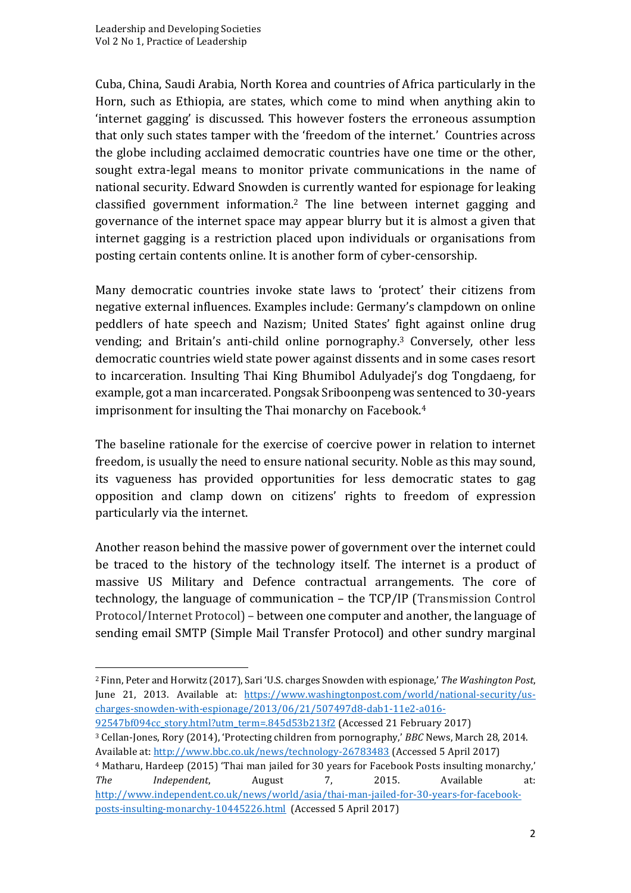Cuba, China, Saudi Arabia, North Korea and countries of Africa particularly in the Horn, such as Ethiopia, are states, which come to mind when anything akin to 'internet gagging' is discussed. This however fosters the erroneous assumption that only such states tamper with the 'freedom of the internet.' Countries across the globe including acclaimed democratic countries have one time or the other, sought extra-legal means to monitor private communications in the name of national security. Edward Snowden is currently wanted for espionage for leaking classified government information.[2] The line between internet gagging and governance of the internet space may appear blurry but it is almost a given that internet gagging is a restriction placed upon individuals or organisations from posting certain contents online. It is another form of cyber-censorship.

Many democratic countries invoke state laws to 'protect' their citizens from negative external influences. Examples include: Germany's clampdown on online peddlers of hate speech and Nazism; United States' fight against online drug vending; and Britain's anti-child online pornography.[3] Conversely, other less democratic countries wield state power against dissents and in some cases resort to incarceration. Insulting Thai King Bhumibol Adulyadej's dog Tongdaeng, for example, got a man incarcerated. Pongsak Sriboonpeng was sentenced to 30-years imprisonment for insulting the Thai monarchy on Facebook.[4]

The baseline rationale for the exercise of coercive power in relation to internet freedom, is usually the need to ensure national security. Noble as this may sound, its vagueness has provided opportunities for less democratic states to gag opposition and clamp down on citizens' rights to freedom of expression particularly via the internet.

Another reason behind the massive power of government over the internet could be traced to the history of the technology itself. The internet is a product of massive US Military and Defence contractual arrangements. The core of technology, the language of communication – the TCP/IP (Transmission Control Protocol/Internet Protocol) – between one computer and another, the language of sending email SMTP (Simple Mail Transfer Protocol) and other sundry marginal

---

[2] Finn, Peter and Horwitz (2017), Sari 'U.S. charges Snowden with espionage,' *The Washington Post*, June 21, 2013. Available at: https://www.washingtonpost.com/world/national-security/us-charges-snowden-with-espionage/2013/06/21/507497d8-dab1-11e2-a016-92547bf094cc_story.html?utm_term=.845d53b213f2 (Accessed 21 February 2017)

[3] Cellan-Jones, Rory (2014), 'Protecting children from pornography,' *BBC* News, March 28, 2014. Available at: http://www.bbc.co.uk/news/technology-26783483 (Accessed 5 April 2017)

[4] Matharu, Hardeep (2015) 'Thai man jailed for 30 years for Facebook Posts insulting monarchy,' *The Independent*, August 7, 2015. Available at: http://www.independent.co.uk/news/world/asia/thai-man-jailed-for-30-years-for-facebook-posts-insulting-monarchy-10445226.html (Accessed 5 April 2017)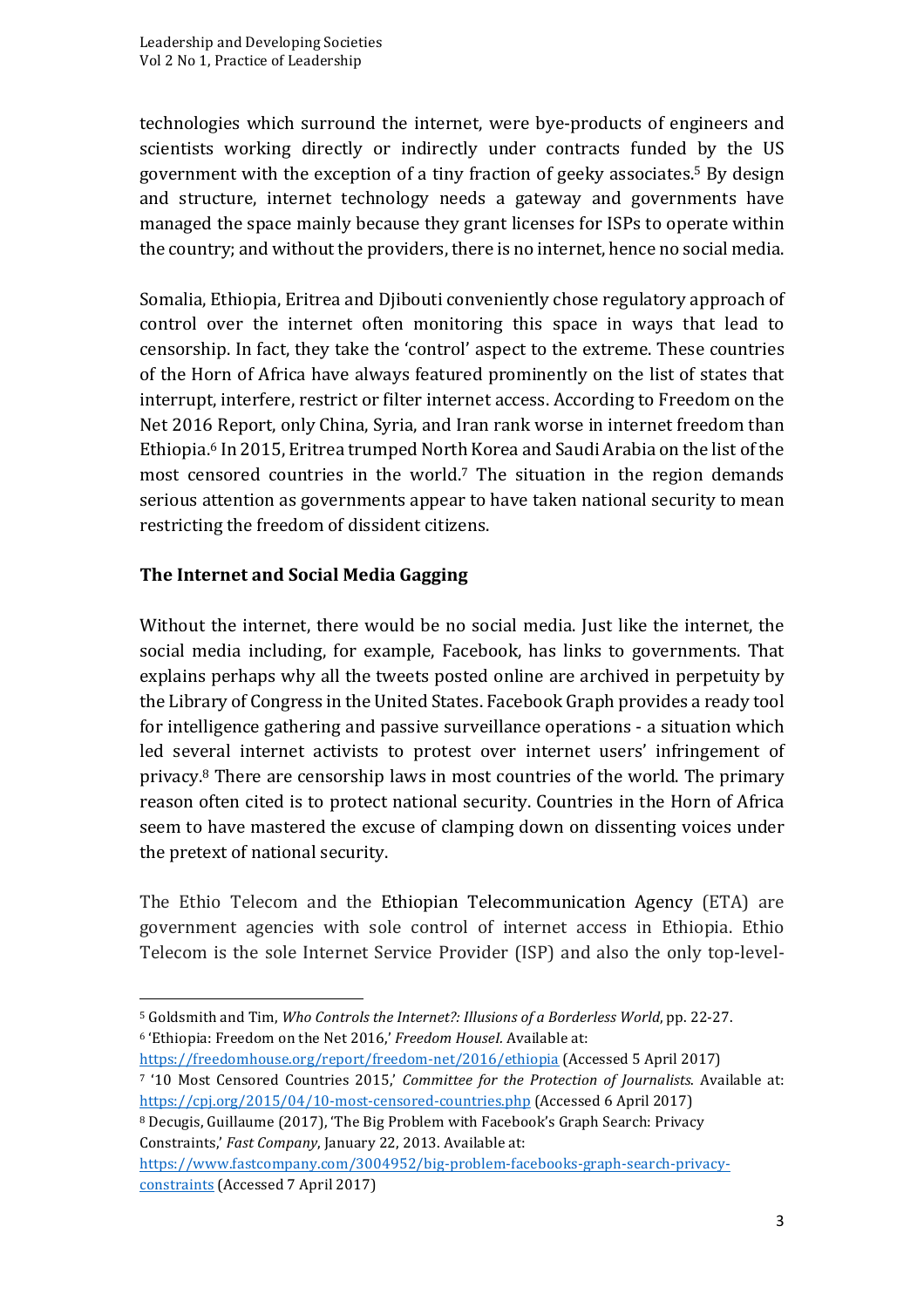technologies which surround the internet, were bye-products of engineers and scientists working directly or indirectly under contracts funded by the US government with the exception of a tiny fraction of geeky associates.[5] By design and structure, internet technology needs a gateway and governments have managed the space mainly because they grant licenses for ISPs to operate within the country; and without the providers, there is no internet, hence no social media.

Somalia, Ethiopia, Eritrea and Djibouti conveniently chose regulatory approach of control over the internet often monitoring this space in ways that lead to censorship. In fact, they take the 'control' aspect to the extreme. These countries of the Horn of Africa have always featured prominently on the list of states that interrupt, interfere, restrict or filter internet access. According to Freedom on the Net 2016 Report, only China, Syria, and Iran rank worse in internet freedom than Ethiopia.[6] In 2015, Eritrea trumped North Korea and Saudi Arabia on the list of the most censored countries in the world.[7] The situation in the region demands serious attention as governments appear to have taken national security to mean restricting the freedom of dissident citizens.

## The Internet and Social Media Gagging

Without the internet, there would be no social media. Just like the internet, the social media including, for example, Facebook, has links to governments. That explains perhaps why all the tweets posted online are archived in perpetuity by the Library of Congress in the United States. Facebook Graph provides a ready tool for intelligence gathering and passive surveillance operations - a situation which led several internet activists to protest over internet users' infringement of privacy.[8] There are censorship laws in most countries of the world. The primary reason often cited is to protect national security. Countries in the Horn of Africa seem to have mastered the excuse of clamping down on dissenting voices under the pretext of national security.

The Ethio Telecom and the Ethiopian Telecommunication Agency (ETA) are government agencies with sole control of internet access in Ethiopia. Ethio Telecom is the sole Internet Service Provider (ISP) and also the only top-level-

---

[5] Goldsmith and Tim, *Who Controls the Internet?: Illusions of a Borderless World*, pp. 22-27.

[6] 'Ethiopia: Freedom on the Net 2016,' *Freedom HouseI*. Available at: https://freedomhouse.org/report/freedom-net/2016/ethiopia (Accessed 5 April 2017)

[7] '10 Most Censored Countries 2015,' *Committee for the Protection of Journalists*. Available at: https://cpj.org/2015/04/10-most-censored-countries.php (Accessed 6 April 2017)

[8] Decugis, Guillaume (2017), 'The Big Problem with Facebook's Graph Search: Privacy Constraints,' *Fast Company*, January 22, 2013. Available at: https://www.fastcompany.com/3004952/big-problem-facebooks-graph-search-privacy-constraints (Accessed 7 April 2017)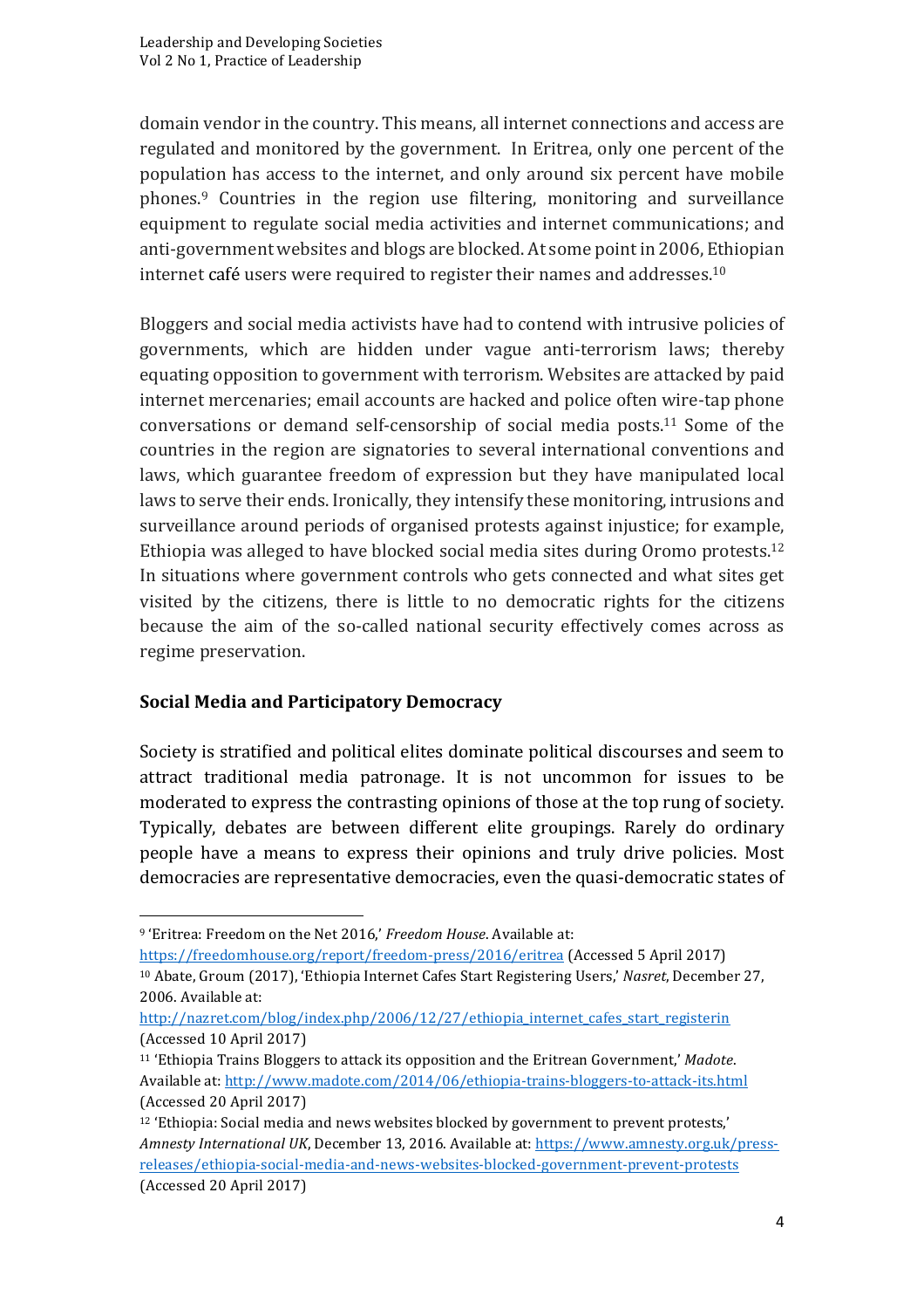domain vendor in the country. This means, all internet connections and access are regulated and monitored by the government. In Eritrea, only one percent of the population has access to the internet, and only around six percent have mobile phones.[9] Countries in the region use filtering, monitoring and surveillance equipment to regulate social media activities and internet communications; and anti-government websites and blogs are blocked. At some point in 2006, Ethiopian internet café users were required to register their names and addresses.[10]

Bloggers and social media activists have had to contend with intrusive policies of governments, which are hidden under vague anti-terrorism laws; thereby equating opposition to government with terrorism. Websites are attacked by paid internet mercenaries; email accounts are hacked and police often wire-tap phone conversations or demand self-censorship of social media posts.[11] Some of the countries in the region are signatories to several international conventions and laws, which guarantee freedom of expression but they have manipulated local laws to serve their ends. Ironically, they intensify these monitoring, intrusions and surveillance around periods of organised protests against injustice; for example, Ethiopia was alleged to have blocked social media sites during Oromo protests.[12] In situations where government controls who gets connected and what sites get visited by the citizens, there is little to no democratic rights for the citizens because the aim of the so-called national security effectively comes across as regime preservation.

## Social Media and Participatory Democracy

Society is stratified and political elites dominate political discourses and seem to attract traditional media patronage. It is not uncommon for issues to be moderated to express the contrasting opinions of those at the top rung of society. Typically, debates are between different elite groupings. Rarely do ordinary people have a means to express their opinions and truly drive policies. Most democracies are representative democracies, even the quasi-democratic states of

---

[9] 'Eritrea: Freedom on the Net 2016,' *Freedom House*. Available at: https://freedomhouse.org/report/freedom-press/2016/eritrea (Accessed 5 April 2017)

[10] Abate, Groum (2017), 'Ethiopia Internet Cafes Start Registering Users,' *Nasret*, December 27, 2006. Available at: http://nazret.com/blog/index.php/2006/12/27/ethiopia_internet_cafes_start_registerin (Accessed 10 April 2017)

[11] 'Ethiopia Trains Bloggers to attack its opposition and the Eritrean Government,' *Madote*. Available at: http://www.madote.com/2014/06/ethiopia-trains-bloggers-to-attack-its.html (Accessed 20 April 2017)

[12] 'Ethiopia: Social media and news websites blocked by government to prevent protests,' *Amnesty International UK*, December 13, 2016. Available at: https://www.amnesty.org.uk/press-releases/ethiopia-social-media-and-news-websites-blocked-government-prevent-protests (Accessed 20 April 2017)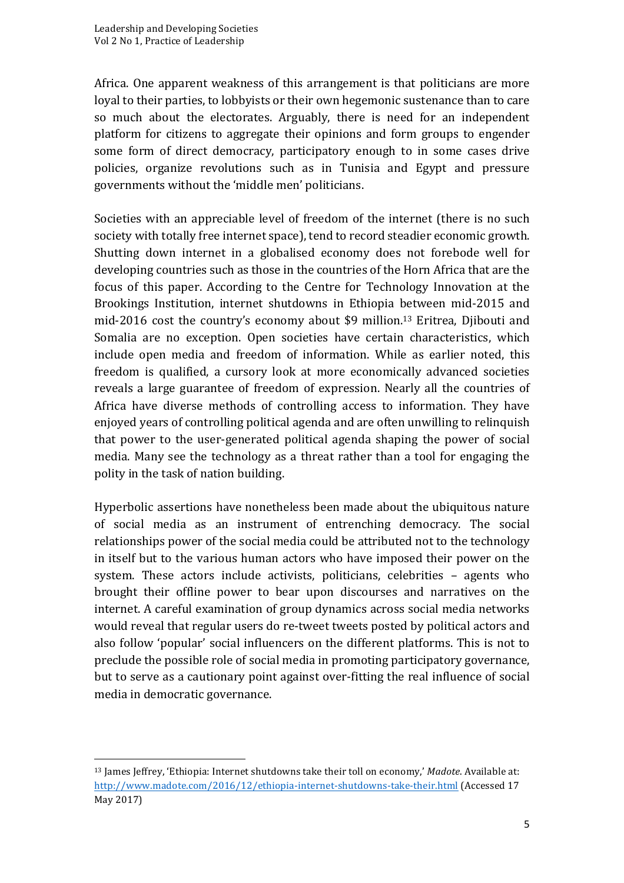Africa. One apparent weakness of this arrangement is that politicians are more loyal to their parties, to lobbyists or their own hegemonic sustenance than to care so much about the electorates. Arguably, there is need for an independent platform for citizens to aggregate their opinions and form groups to engender some form of direct democracy, participatory enough to in some cases drive policies, organize revolutions such as in Tunisia and Egypt and pressure governments without the 'middle men' politicians.

Societies with an appreciable level of freedom of the internet (there is no such society with totally free internet space), tend to record steadier economic growth. Shutting down internet in a globalised economy does not forebode well for developing countries such as those in the countries of the Horn Africa that are the focus of this paper. According to the Centre for Technology Innovation at the Brookings Institution, internet shutdowns in Ethiopia between mid-2015 and mid-2016 cost the country's economy about $9 million.[13] Eritrea, Djibouti and Somalia are no exception. Open societies have certain characteristics, which include open media and freedom of information. While as earlier noted, this freedom is qualified, a cursory look at more economically advanced societies reveals a large guarantee of freedom of expression. Nearly all the countries of Africa have diverse methods of controlling access to information. They have enjoyed years of controlling political agenda and are often unwilling to relinquish that power to the user-generated political agenda shaping the power of social media. Many see the technology as a threat rather than a tool for engaging the polity in the task of nation building.

Hyperbolic assertions have nonetheless been made about the ubiquitous nature of social media as an instrument of entrenching democracy. The social relationships power of the social media could be attributed not to the technology in itself but to the various human actors who have imposed their power on the system. These actors include activists, politicians, celebrities – agents who brought their offline power to bear upon discourses and narratives on the internet. A careful examination of group dynamics across social media networks would reveal that regular users do re-tweet tweets posted by political actors and also follow 'popular' social influencers on the different platforms. This is not to preclude the possible role of social media in promoting participatory governance, but to serve as a cautionary point against over-fitting the real influence of social media in democratic governance.

---

[13] James Jeffrey, 'Ethiopia: Internet shutdowns take their toll on economy,' *Madote*. Available at: http://www.madote.com/2016/12/ethiopia-internet-shutdowns-take-their.html (Accessed 17 May 2017)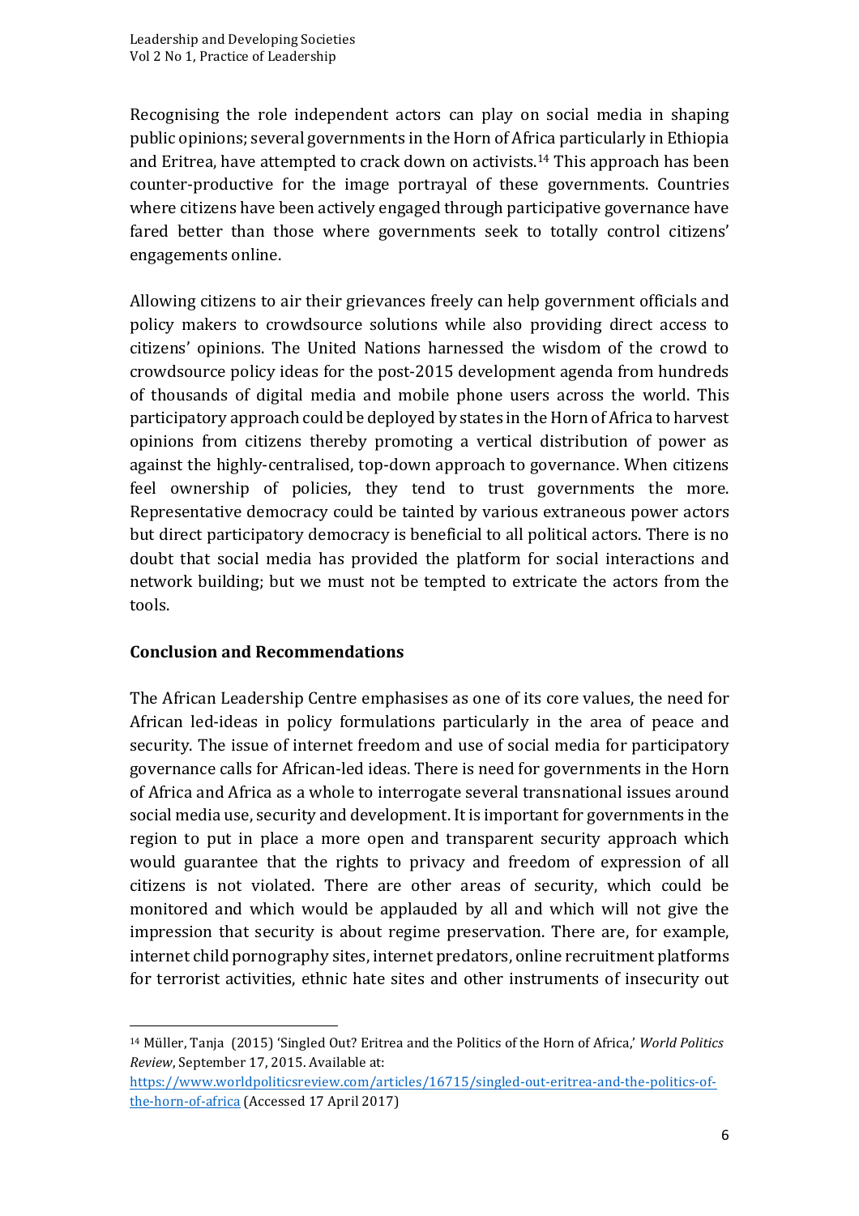Recognising the role independent actors can play on social media in shaping public opinions; several governments in the Horn of Africa particularly in Ethiopia and Eritrea, have attempted to crack down on activists.[14] This approach has been counter-productive for the image portrayal of these governments. Countries where citizens have been actively engaged through participative governance have fared better than those where governments seek to totally control citizens' engagements online.

Allowing citizens to air their grievances freely can help government officials and policy makers to crowdsource solutions while also providing direct access to citizens' opinions. The United Nations harnessed the wisdom of the crowd to crowdsource policy ideas for the post-2015 development agenda from hundreds of thousands of digital media and mobile phone users across the world. This participatory approach could be deployed by states in the Horn of Africa to harvest opinions from citizens thereby promoting a vertical distribution of power as against the highly-centralised, top-down approach to governance. When citizens feel ownership of policies, they tend to trust governments the more. Representative democracy could be tainted by various extraneous power actors but direct participatory democracy is beneficial to all political actors. There is no doubt that social media has provided the platform for social interactions and network building; but we must not be tempted to extricate the actors from the tools.

## Conclusion and Recommendations

The African Leadership Centre emphasises as one of its core values, the need for African led-ideas in policy formulations particularly in the area of peace and security. The issue of internet freedom and use of social media for participatory governance calls for African-led ideas. There is need for governments in the Horn of Africa and Africa as a whole to interrogate several transnational issues around social media use, security and development. It is important for governments in the region to put in place a more open and transparent security approach which would guarantee that the rights to privacy and freedom of expression of all citizens is not violated. There are other areas of security, which could be monitored and which would be applauded by all and which will not give the impression that security is about regime preservation. There are, for example, internet child pornography sites, internet predators, online recruitment platforms for terrorist activities, ethnic hate sites and other instruments of insecurity out

---

[14] Müller, Tanja (2015) 'Singled Out? Eritrea and the Politics of the Horn of Africa,' *World Politics Review*, September 17, 2015. Available at: https://www.worldpoliticsreview.com/articles/16715/singled-out-eritrea-and-the-politics-of-the-horn-of-africa (Accessed 17 April 2017)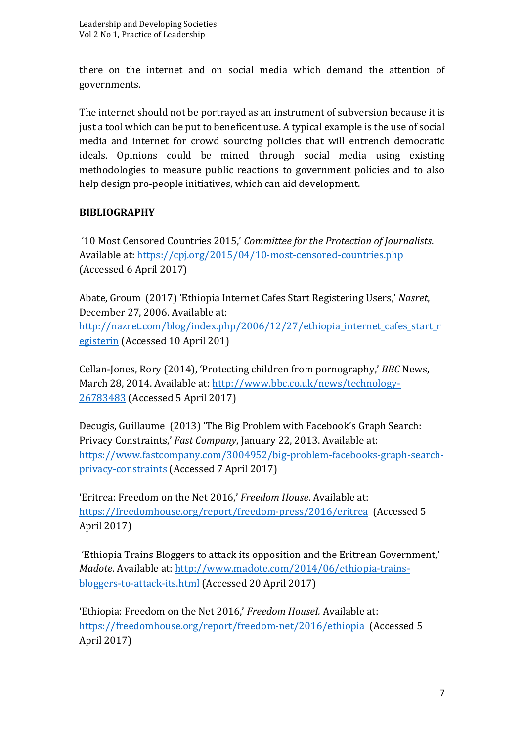there on the internet and on social media which demand the attention of governments.

The internet should not be portrayed as an instrument of subversion because it is just a tool which can be put to beneficent use. A typical example is the use of social media and internet for crowd sourcing policies that will entrench democratic ideals. Opinions could be mined through social media using existing methodologies to measure public reactions to government policies and to also help design pro-people initiatives, which can aid development.

**BIBLIOGRAPHY**

'10 Most Censored Countries 2015,' *Committee for the Protection of Journalists*. Available at: https://cpj.org/2015/04/10-most-censored-countries.php (Accessed 6 April 2017)

Abate, Groum (2017) 'Ethiopia Internet Cafes Start Registering Users,' *Nasret*, December 27, 2006. Available at: http://nazret.com/blog/index.php/2006/12/27/ethiopia_internet_cafes_start_registerin (Accessed 10 April 201)

Cellan-Jones, Rory (2014), 'Protecting children from pornography,' *BBC* News, March 28, 2014. Available at: http://www.bbc.co.uk/news/technology-26783483 (Accessed 5 April 2017)

Decugis, Guillaume (2013) 'The Big Problem with Facebook's Graph Search: Privacy Constraints,' *Fast Company*, January 22, 2013. Available at: https://www.fastcompany.com/3004952/big-problem-facebooks-graph-search-privacy-constraints (Accessed 7 April 2017)

'Eritrea: Freedom on the Net 2016,' *Freedom House*. Available at: https://freedomhouse.org/report/freedom-press/2016/eritrea (Accessed 5 April 2017)

'Ethiopia Trains Bloggers to attack its opposition and the Eritrean Government,' *Madote*. Available at: http://www.madote.com/2014/06/ethiopia-trains-bloggers-to-attack-its.html (Accessed 20 April 2017)

'Ethiopia: Freedom on the Net 2016,' *Freedom HouseI.* Available at: https://freedomhouse.org/report/freedom-net/2016/ethiopia (Accessed 5 April 2017)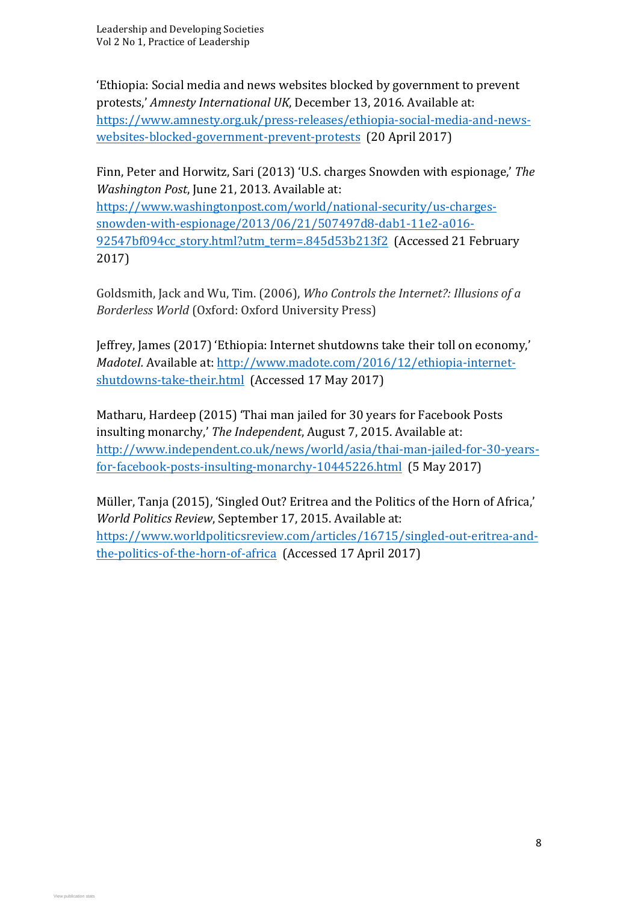'Ethiopia: Social media and news websites blocked by government to prevent protests,' *Amnesty International UK*, December 13, 2016. Available at: https://www.amnesty.org.uk/press-releases/ethiopia-social-media-and-news-websites-blocked-government-prevent-protests (20 April 2017)

Finn, Peter and Horwitz, Sari (2013) 'U.S. charges Snowden with espionage,' *The Washington Post*, June 21, 2013. Available at: https://www.washingtonpost.com/world/national-security/us-charges-snowden-with-espionage/2013/06/21/507497d8-dab1-11e2-a016-92547bf094cc_story.html?utm_term=.845d53b213f2 (Accessed 21 February 2017)

Goldsmith, Jack and Wu, Tim. (2006), *Who Controls the Internet?: Illusions of a Borderless World* (Oxford: Oxford University Press)

Jeffrey, James (2017) 'Ethiopia: Internet shutdowns take their toll on economy,' *MadoteI.* Available at: http://www.madote.com/2016/12/ethiopia-internet-shutdowns-take-their.html (Accessed 17 May 2017)

Matharu, Hardeep (2015) 'Thai man jailed for 30 years for Facebook Posts insulting monarchy,' *The Independent*, August 7, 2015. Available at: http://www.independent.co.uk/news/world/asia/thai-man-jailed-for-30-years-for-facebook-posts-insulting-monarchy-10445226.html (5 May 2017)

Müller, Tanja (2015), 'Singled Out? Eritrea and the Politics of the Horn of Africa,' *World Politics Review*, September 17, 2015. Available at: https://www.worldpoliticsreview.com/articles/16715/singled-out-eritrea-and-the-politics-of-the-horn-of-africa (Accessed 17 April 2017)